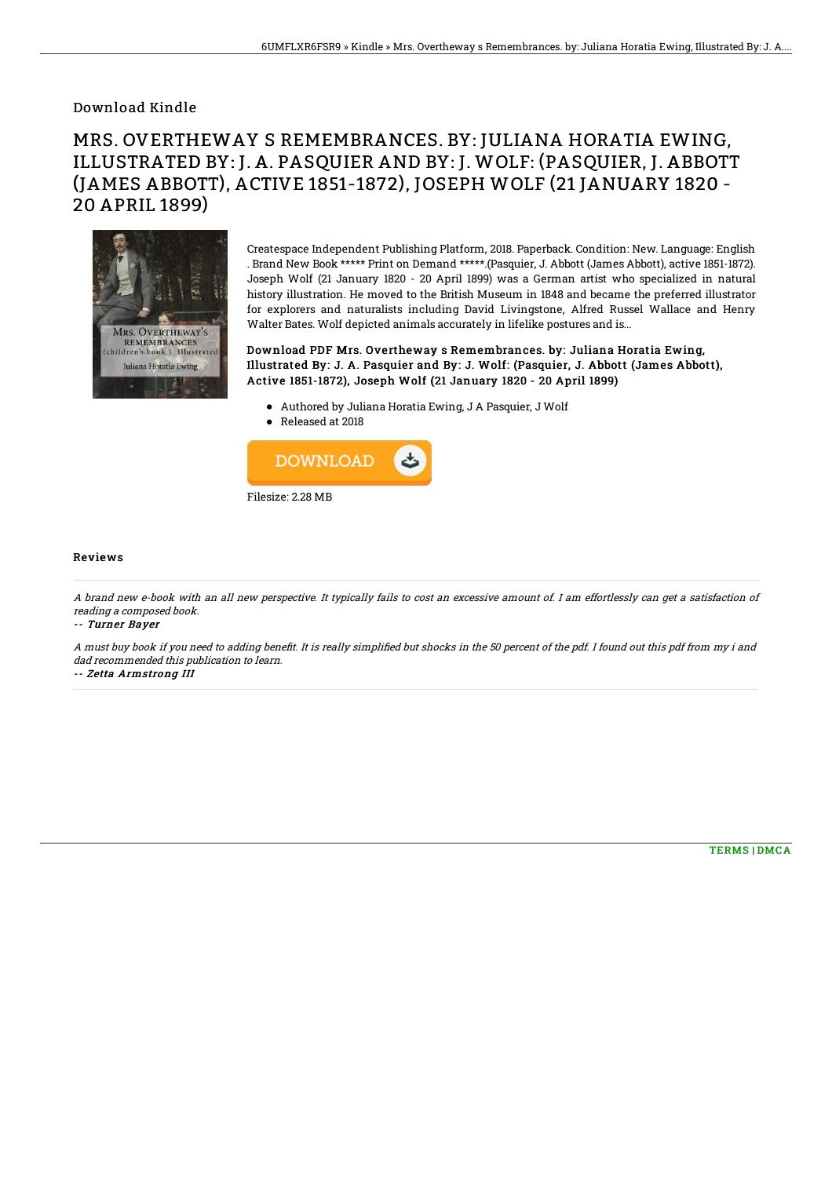## Download Kindle

# MRS. OVERTHEWAY S REMEMBRANCES. BY: JULIANA HORATIA EWING, ILLUSTRATED BY: J. A. PASQUIER AND BY: J. WOLF: (PASQUIER, J. ABBOTT (JAMES ABBOTT), ACTIVE 1851-1872), JOSEPH WOLF (21 JANUARY 1820 - 20 APRIL 1899)

Createspace Independent Publishing Platform, 2018. Paperback. Condition: New. Language: English . Brand New Book ***** Print on Demand *****.(Pasquier, J. Abbott (James Abbott), active 1851-1872). Joseph Wolf (21 January 1820 - 20 April 1899) was a German artist who specialized in natural history illustration. He moved to the British Museum in 1848 and became the preferred illustrator for explorers and naturalists including David Livingstone, Alfred Russel Wallace and Henry Walter Bates. Wolf depicted animals accurately in lifelike postures and is...

### Download PDF Mrs. Overtheway s Remembrances. by: Juliana Horatia Ewing, Illustrated By: J. A. Pasquier and By: J. Wolf: (Pasquier, J. Abbott (James Abbott), Active 1851-1872), Joseph Wolf (21 January 1820 - 20 April 1899)

- Authored by Juliana Horatia Ewing, J A Pasquier, J Wolf
- Released at 2018

DOWNLOAD

Filesize: 2.28 MB

## Reviews

*A brand new e-book with an all new perspective. It typically fails to cost an excessive amount of. I am effortlessly can get a satisfaction of reading a composed book.*

-- ***Turner Bayer***

*A must buy book if you need to adding benefit. It is really simplified but shocks in the 50 percent of the pdf. I found out this pdf from my i and dad recommended this publication to learn.*

-- ***Zetta Armstrong III***

TERMS | DMCA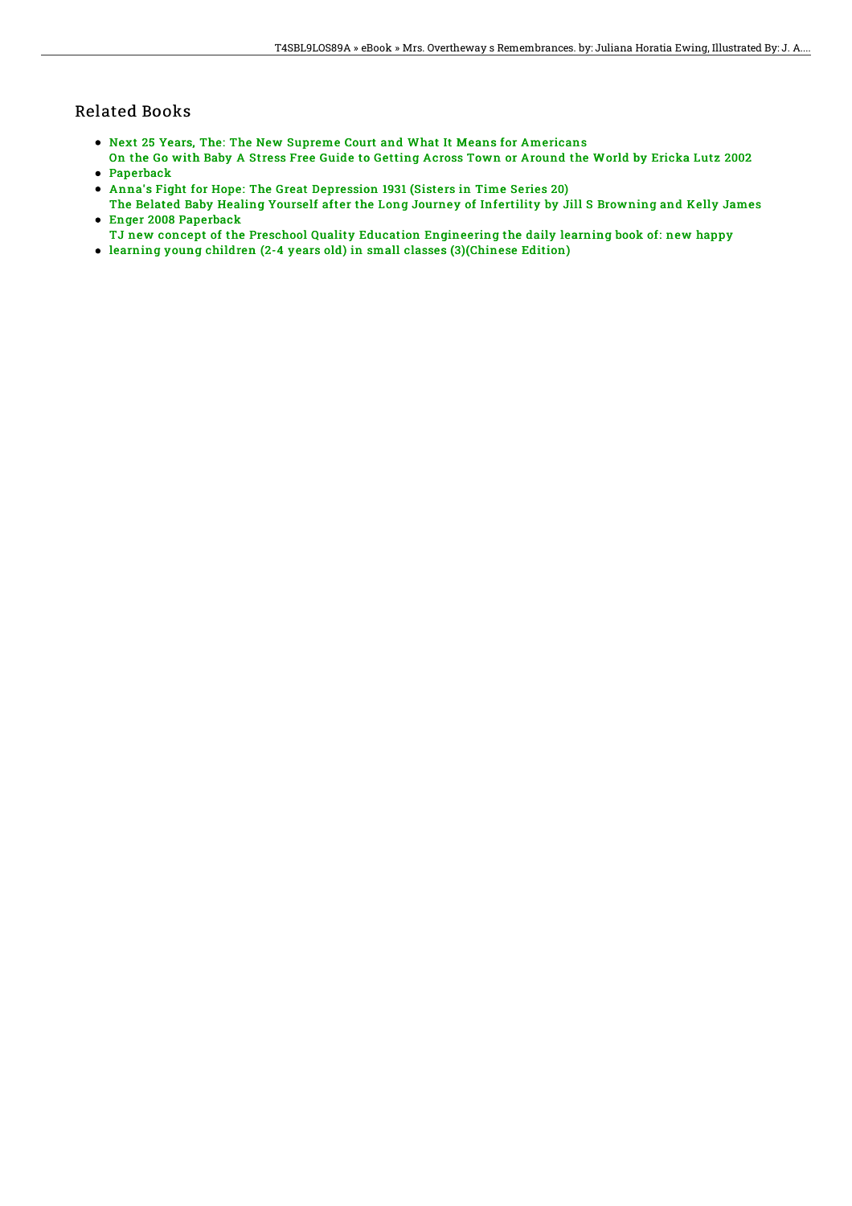## Related Books

- Next 25 Years, The: The New Supreme Court and What It Means for Americans
- On the Go with Baby A Stress Free Guide to Getting Across Town or Around the World by Ericka Lutz 2002 Paperback
- Anna's Fight for Hope: The Great Depression 1931 (Sisters in Time Series 20)
- The Belated Baby Healing Yourself after the Long Journey of Infertility by Jill S Browning and Kelly James Enger 2008 Paperback
- TJ new concept of the Preschool Quality Education Engineering the daily learning book of: new happy learning young children (2-4 years old) in small classes (3)(Chinese Edition)